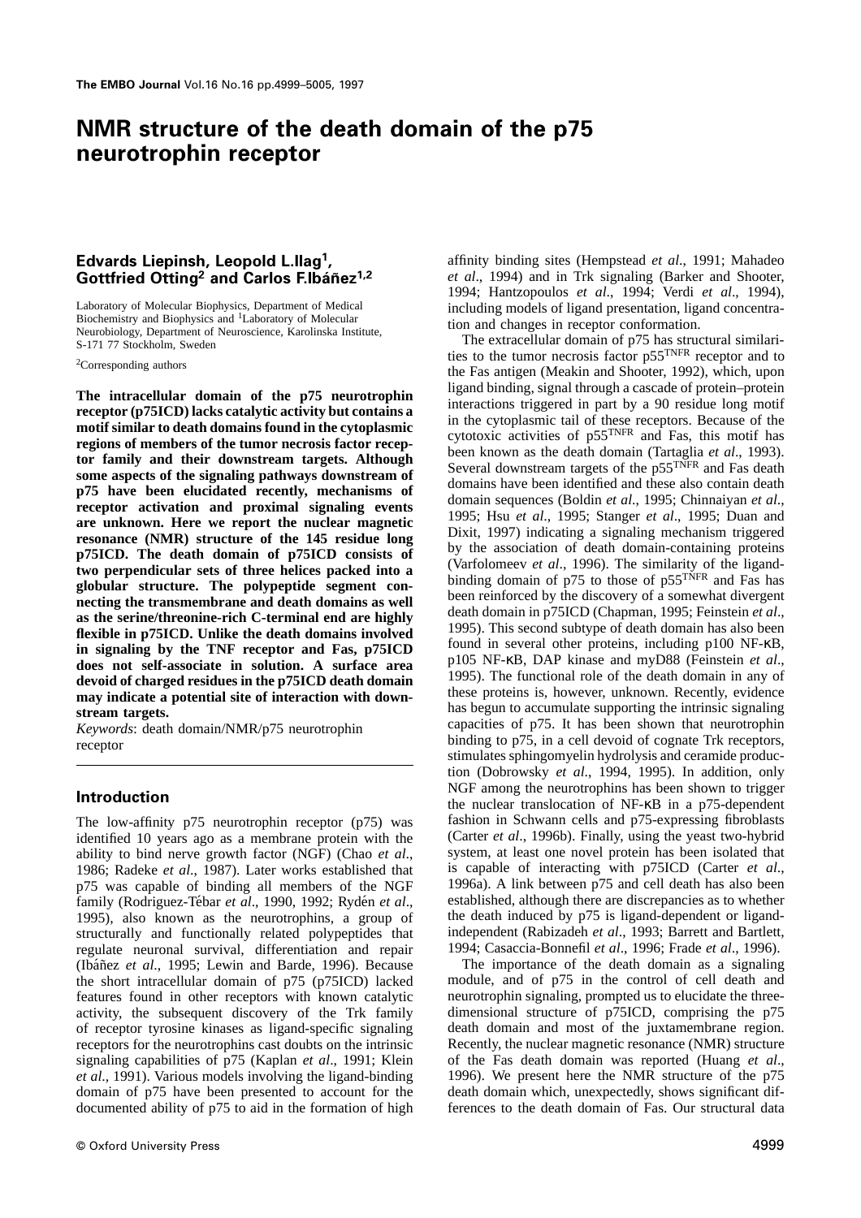# NMR structure of the death domain of the p75 neurotrophin receptor

**Edvards Liepinsh, Leopold L.Ilag[1], Gottfried Otting[2] and Carlos F.Ibáñez[1,2]**

Laboratory of Molecular Biophysics, Department of Medical Biochemistry and Biophysics and [1]Laboratory of Molecular Neurobiology, Department of Neuroscience, Karolinska Institute, S-171 77 Stockholm, Sweden

[2]Corresponding authors

**The intracellular domain of the p75 neurotrophin receptor (p75ICD) lacks catalytic activity but contains a motif similar to death domains found in the cytoplasmic regions of members of the tumor necrosis factor receptor family and their downstream targets. Although some aspects of the signaling pathways downstream of p75 have been elucidated recently, mechanisms of receptor activation and proximal signaling events are unknown. Here we report the nuclear magnetic resonance (NMR) structure of the 145 residue long p75ICD. The death domain of p75ICD consists of two perpendicular sets of three helices packed into a globular structure. The polypeptide segment connecting the transmembrane and death domains as well as the serine/threonine-rich C-terminal end are highly flexible in p75ICD. Unlike the death domains involved in signaling by the TNF receptor and Fas, p75ICD does not self-associate in solution. A surface area devoid of charged residues in the p75ICD death domain may indicate a potential site of interaction with downstream targets.**

*Keywords*: death domain/NMR/p75 neurotrophin receptor

## Introduction

The low-affinity p75 neurotrophin receptor (p75) was identified 10 years ago as a membrane protein with the ability to bind nerve growth factor (NGF) (Chao *et al*., 1986; Radeke *et al*., 1987). Later works established that p75 was capable of binding all members of the NGF family (Rodriguez-Tébar *et al*., 1990, 1992; Rydén *et al*., 1995), also known as the neurotrophins, a group of structurally and functionally related polypeptides that regulate neuronal survival, differentiation and repair (Ibáñez *et al*., 1995; Lewin and Barde, 1996). Because the short intracellular domain of p75 (p75ICD) lacked features found in other receptors with known catalytic activity, the subsequent discovery of the Trk family of receptor tyrosine kinases as ligand-specific signaling receptors for the neurotrophins cast doubts on the intrinsic signaling capabilities of p75 (Kaplan *et al*., 1991; Klein *et al*., 1991). Various models involving the ligand-binding domain of p75 have been presented to account for the documented ability of p75 to aid in the formation of high affinity binding sites (Hempstead *et al*., 1991; Mahadeo *et al*., 1994) and in Trk signaling (Barker and Shooter, 1994; Hantzopoulos *et al*., 1994; Verdi *et al*., 1994), including models of ligand presentation, ligand concentration and changes in receptor conformation.

The extracellular domain of p75 has structural similarities to the tumor necrosis factor p55$^{TNFR}$ receptor and to the Fas antigen (Meakin and Shooter, 1992), which, upon ligand binding, signal through a cascade of protein–protein interactions triggered in part by a 90 residue long motif in the cytoplasmic tail of these receptors. Because of the cytotoxic activities of p55$^{TNFR}$ and Fas, this motif has been known as the death domain (Tartaglia *et al*., 1993). Several downstream targets of the p55$^{TNFR}$ and Fas death domains have been identified and these also contain death domain sequences (Boldin *et al*., 1995; Chinnaiyan *et al*., 1995; Hsu *et al*., 1995; Stanger *et al*., 1995; Duan and Dixit, 1997) indicating a signaling mechanism triggered by the association of death domain-containing proteins (Varfolomeev *et al*., 1996). The similarity of the ligand-binding domain of p75 to those of p55$^{TNFR}$ and Fas has been reinforced by the discovery of a somewhat divergent death domain in p75ICD (Chapman, 1995; Feinstein *et al*., 1995). This second subtype of death domain has also been found in several other proteins, including p100 NF-κB, p105 NF-κB, DAP kinase and myD88 (Feinstein *et al*., 1995). The functional role of the death domain in any of these proteins is, however, unknown. Recently, evidence has begun to accumulate supporting the intrinsic signaling capacities of p75. It has been shown that neurotrophin binding to p75, in a cell devoid of cognate Trk receptors, stimulates sphingomyelin hydrolysis and ceramide production (Dobrowsky *et al*., 1994, 1995). In addition, only NGF among the neurotrophins has been shown to trigger the nuclear translocation of NF-κB in a p75-dependent fashion in Schwann cells and p75-expressing fibroblasts (Carter *et al*., 1996b). Finally, using the yeast two-hybrid system, at least one novel protein has been isolated that is capable of interacting with p75ICD (Carter *et al*., 1996a). A link between p75 and cell death has also been established, although there are discrepancies as to whether the death induced by p75 is ligand-dependent or ligand-independent (Rabizadeh *et al*., 1993; Barrett and Bartlett, 1994; Casaccia-Bonnefil *et al*., 1996; Frade *et al*., 1996).

The importance of the death domain as a signaling module, and of p75 in the control of cell death and neurotrophin signaling, prompted us to elucidate the three-dimensional structure of p75ICD, comprising the p75 death domain and most of the juxtamembrane region. Recently, the nuclear magnetic resonance (NMR) structure of the Fas death domain was reported (Huang *et al*., 1996). We present here the NMR structure of the p75 death domain which, unexpectedly, shows significant differences to the death domain of Fas. Our structural data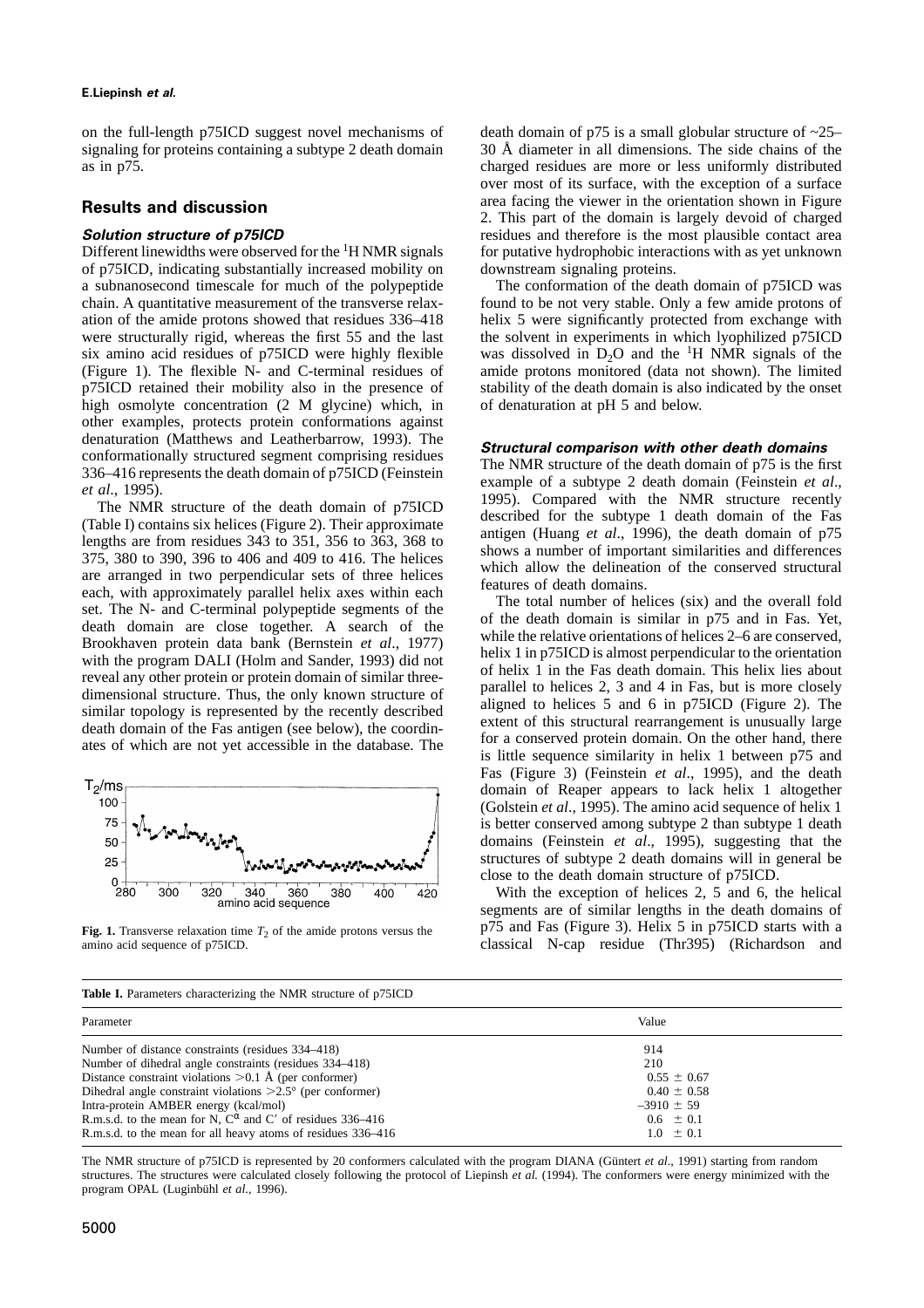on the full-length p75ICD suggest novel mechanisms of signaling for proteins containing a subtype 2 death domain as in p75.

## Results and discussion

### Solution structure of p75ICD

Different linewidths were observed for the $^1$H NMR signals of p75ICD, indicating substantially increased mobility on a subnanosecond timescale for much of the polypeptide chain. A quantitative measurement of the transverse relaxation of the amide protons showed that residues 336–418 were structurally rigid, whereas the first 55 and the last six amino acid residues of p75ICD were highly flexible (Figure 1). The flexible N- and C-terminal residues of p75ICD retained their mobility also in the presence of high osmolyte concentration (2 M glycine) which, in other examples, protects protein conformations against denaturation (Matthews and Leatherbarrow, 1993). The conformationally structured segment comprising residues 336–416 represents the death domain of p75ICD (Feinstein *et al*., 1995).

The NMR structure of the death domain of p75ICD (Table I) contains six helices (Figure 2). Their approximate lengths are from residues 343 to 351, 356 to 363, 368 to 375, 380 to 390, 396 to 406 and 409 to 416. The helices are arranged in two perpendicular sets of three helices each, with approximately parallel helix axes within each set. The N- and C-terminal polypeptide segments of the death domain are close together. A search of the Brookhaven protein data bank (Bernstein *et al*., 1977) with the program DALI (Holm and Sander, 1993) did not reveal any other protein or protein domain of similar three-dimensional structure. Thus, the only known structure of similar topology is represented by the recently described death domain of the Fas antigen (see below), the coordinates of which are not yet accessible in the database. The death domain of p75 is a small globular structure of ~25–30 Å diameter in all dimensions. The side chains of the charged residues are more or less uniformly distributed over most of its surface, with the exception of a surface area facing the viewer in the orientation shown in Figure 2. This part of the domain is largely devoid of charged residues and therefore is the most plausible contact area for putative hydrophobic interactions with as yet unknown downstream signaling proteins.

The conformation of the death domain of p75ICD was found to be not very stable. Only a few amide protons of helix 5 were significantly protected from exchange with the solvent in experiments in which lyophilized p75ICD was dissolved in $D_2O$ and the $^1$H NMR signals of the amide protons monitored (data not shown). The limited stability of the death domain is also indicated by the onset of denaturation at pH 5 and below.

**Fig. 1.** Transverse relaxation time $T_2$ of the amide protons versus the amino acid sequence of p75ICD.

### Structural comparison with other death domains

The NMR structure of the death domain of p75 is the first example of a subtype 2 death domain (Feinstein *et al*., 1995). Compared with the NMR structure recently described for the subtype 1 death domain of the Fas antigen (Huang *et al*., 1996), the death domain of p75 shows a number of important similarities and differences which allow the delineation of the conserved structural features of death domains.

The total number of helices (six) and the overall fold of the death domain is similar in p75 and in Fas. Yet, while the relative orientations of helices 2–6 are conserved, helix 1 in p75ICD is almost perpendicular to the orientation of helix 1 in the Fas death domain. This helix lies about parallel to helices 2, 3 and 4 in Fas, but is more closely aligned to helices 5 and 6 in p75ICD (Figure 2). The extent of this structural rearrangement is unusually large for a conserved protein domain. On the other hand, there is little sequence similarity in helix 1 between p75 and Fas (Figure 3) (Feinstein *et al*., 1995), and the death domain of Reaper appears to lack helix 1 altogether (Golstein *et al*., 1995). The amino acid sequence of helix 1 is better conserved among subtype 2 than subtype 1 death domains (Feinstein *et al*., 1995), suggesting that the structures of subtype 2 death domains will in general be close to the death domain structure of p75ICD.

With the exception of helices 2, 5 and 6, the helical segments are of similar lengths in the death domains of p75 and Fas (Figure 3). Helix 5 in p75ICD starts with a classical N-cap residue (Thr395) (Richardson and

**Table I.** Parameters characterizing the NMR structure of p75ICD

| Parameter | Value |
|---|---|
| Number of distance constraints (residues 334–418) | 914 |
| Number of dihedral angle constraints (residues 334–418) | 210 |
| Distance constraint violations >0.1 Å (per conformer) | 0.55 ± 0.67 |
| Dihedral angle constraint violations >2.5° (per conformer) | 0.40 ± 0.58 |
| Intra-protein AMBER energy (kcal/mol) | –3910 ± 59 |
| R.m.s.d. to the mean for N, $C^\alpha$ and C′ of residues 336–416 | 0.6 ± 0.1 |
| R.m.s.d. to the mean for all heavy atoms of residues 336–416 | 1.0 ± 0.1 |

The NMR structure of p75ICD is represented by 20 conformers calculated with the program DIANA (Güntert *et al*., 1991) starting from random structures. The structures were calculated closely following the protocol of Liepinsh *et al.* (1994). The conformers were energy minimized with the program OPAL (Luginbühl *et al*., 1996).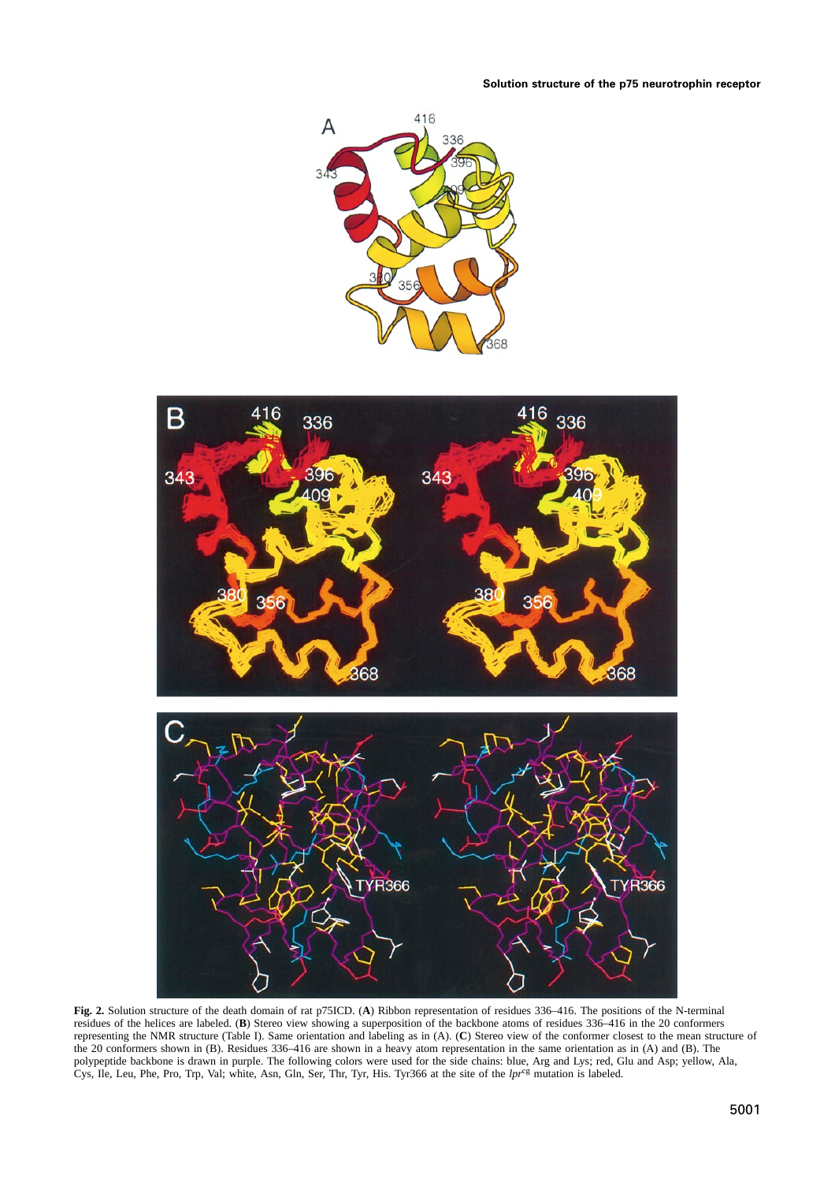**Fig. 2.** Solution structure of the death domain of rat p75ICD. (**A**) Ribbon representation of residues 336–416. The positions of the N-terminal residues of the helices are labeled. (**B**) Stereo view showing a superposition of the backbone atoms of residues 336–416 in the 20 conformers representing the NMR structure (Table I). Same orientation and labeling as in (A). (**C**) Stereo view of the conformer closest to the mean structure of the 20 conformers shown in (B). Residues 336–416 are shown in a heavy atom representation in the same orientation as in (A) and (B). The polypeptide backbone is drawn in purple. The following colors were used for the side chains: blue, Arg and Lys; red, Glu and Asp; yellow, Ala, Cys, Ile, Leu, Phe, Pro, Trp, Val; white, Asn, Gln, Ser, Thr, Tyr, His. Tyr366 at the site of the *lpr*$^{cg}$ mutation is labeled.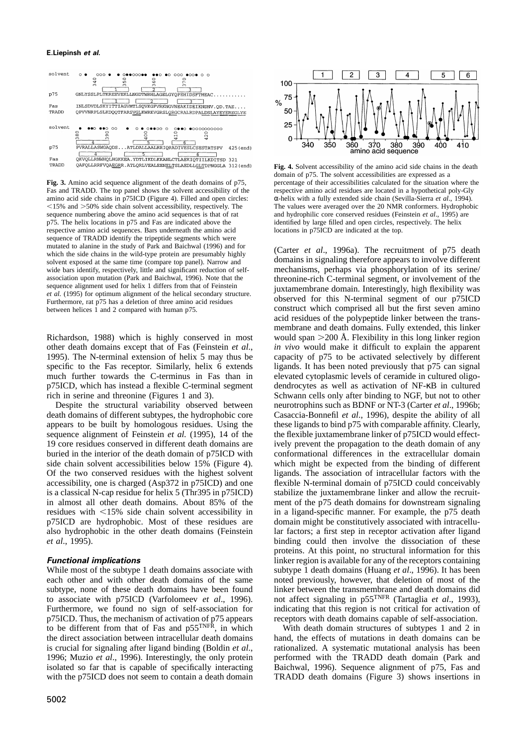Fig. 3. Amino acid sequence alignment of the death domains of p75, Fas and TRADD. The top panel shows the solvent accessibility of the amino acid side chains in p75ICD (Figure 4). Filled and open circles: <15% and >50% side chain solvent accessibility, respectively. The sequence numbering above the amino acid sequences is that of rat p75. The helix locations in p75 and Fas are indicated above the respective amino acid sequences. Bars underneath the amino acid sequence of TRADD identify the tripeptide segments which were mutated to alanine in the study of Park and Baichwal (1996) and for which the side chains in the wild-type protein are presumably highly solvent exposed at the same time (compare top panel). Narrow and wide bars identify, respectively, little and significant reduction of self-association upon mutation (Park and Baichwal, 1996). Note that the sequence alignment used for helix 1 differs from that of Feinstein *et al.* (1995) for optimum alignment of the helical secondary structure. Furthermore, rat p75 has a deletion of three amino acid residues between helices 1 and 2 compared with human p75.

Fig. 4. Solvent accessibility of the amino acid side chains in the death domain of p75. The solvent accessibilities are expressed as a percentage of their accessibilities calculated for the situation where the respective amino acid residues are located in a hypothetical poly-Gly α-helix with a fully extended side chain (Sevilla-Sierra *et al*., 1994). The values were averaged over the 20 NMR conformers. Hydrophobic and hydrophilic core conserved residues (Feinstein *et al*., 1995) are identified by large filled and open circles, respectively. The helix locations in p75ICD are indicated at the top.

Richardson, 1988) which is highly conserved in most other death domains except that of Fas (Feinstein *et al*., 1995). The N-terminal extension of helix 5 may thus be specific to the Fas receptor. Similarly, helix 6 extends much further towards the C-terminus in Fas than in p75ICD, which has instead a flexible C-terminal segment rich in serine and threonine (Figures 1 and 3).

Despite the structural variability observed between death domains of different subtypes, the hydrophobic core appears to be built by homologous residues. Using the sequence alignment of Feinstein *et al.* (1995), 14 of the 19 core residues conserved in different death domains are buried in the interior of the death domain of p75ICD with side chain solvent accessibilities below 15% (Figure 4). Of the two conserved residues with the highest solvent accessibility, one is charged (Asp372 in p75ICD) and one is a classical N-cap residue for helix 5 (Thr395 in p75ICD) in almost all other death domains. About 85% of the residues with <15% side chain solvent accessibility in p75ICD are hydrophobic. Most of these residues are also hydrophobic in the other death domains (Feinstein *et al*., 1995).

### *Functional implications*

While most of the subtype 1 death domains associate with each other and with other death domains of the same subtype, none of these death domains have been found to associate with p75ICD (Varfolomeev *et al*., 1996). Furthermore, we found no sign of self-association for p75ICD. Thus, the mechanism of activation of p75 appears to be different from that of Fas and $p55^{TNFR}$, in which the direct association between intracellular death domains is crucial for signaling after ligand binding (Boldin *et al*., 1996; Muzio *et al*., 1996). Interestingly, the only protein isolated so far that is capable of specifically interacting with the p75ICD does not seem to contain a death domain (Carter *et al*., 1996a). The recruitment of p75 death domains in signaling therefore appears to involve different mechanisms, perhaps via phosphorylation of its serine/threonine-rich C-terminal segment, or involvement of the juxtamembrane domain. Interestingly, high flexibility was observed for this N-terminal segment of our p75ICD construct which comprised all but the first seven amino acid residues of the polypeptide linker between the transmembrane and death domains. Fully extended, this linker would span >200 Å. Flexibility in this long linker region *in vivo* would make it difficult to explain the apparent capacity of p75 to be activated selectively by different ligands. It has been noted previously that p75 can signal elevated cytoplasmic levels of ceramide in cultured oligodendrocytes as well as activation of NF-κB in cultured Schwann cells only after binding to NGF, but not to other neurotrophins such as BDNF or NT-3 (Carter *et al*., 1996b; Casaccia-Bonnefil *et al*., 1996), despite the ability of all these ligands to bind p75 with comparable affinity. Clearly, the flexible juxtamembrane linker of p75ICD would effectively prevent the propagation to the death domain of any conformational differences in the extracellular domain which might be expected from the binding of different ligands. The association of intracellular factors with the flexible N-terminal domain of p75ICD could conceivably stabilize the juxtamembrane linker and allow the recruitment of the p75 death domains for downstream signaling in a ligand-specific manner. For example, the p75 death domain might be constitutively associated with intracellular factors; a first step in receptor activation after ligand binding could then involve the dissociation of these proteins. At this point, no structural information for this linker region is available for any of the receptors containing subtype 1 death domains (Huang *et al*., 1996). It has been noted previously, however, that deletion of most of the linker between the transmembrane and death domains did not affect signaling in $p55^{TNFR}$ (Tartaglia *et al*., 1993), indicating that this region is not critical for activation of receptors with death domains capable of self-association.

With death domain structures of subtypes 1 and 2 in hand, the effects of mutations in death domains can be rationalized. A systematic mutational analysis has been performed with the TRADD death domain (Park and Baichwal, 1996). Sequence alignment of p75, Fas and TRADD death domains (Figure 3) shows insertions in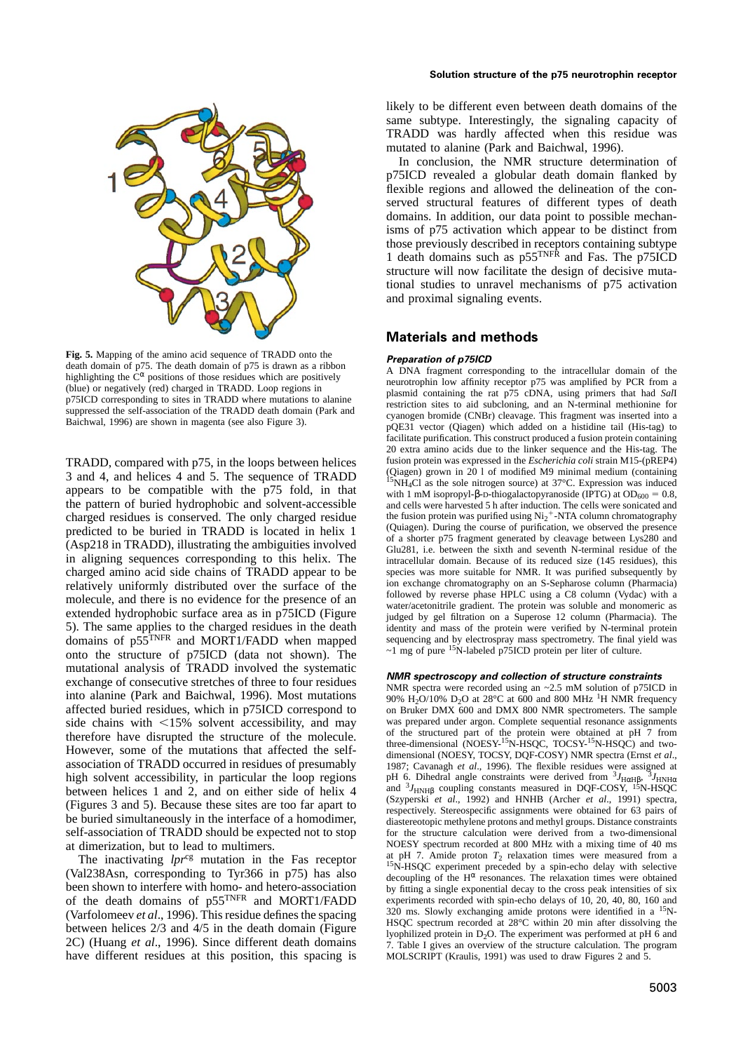**Fig. 5.** Mapping of the amino acid sequence of TRADD onto the death domain of p75. The death domain of p75 is drawn as a ribbon highlighting the $C^{\alpha}$ positions of those residues which are positively (blue) or negatively (red) charged in TRADD. Loop regions in p75ICD corresponding to sites in TRADD where mutations to alanine suppressed the self-association of the TRADD death domain (Park and Baichwal, 1996) are shown in magenta (see also Figure 3).

TRADD, compared with p75, in the loops between helices 3 and 4, and helices 4 and 5. The sequence of TRADD appears to be compatible with the p75 fold, in that the pattern of buried hydrophobic and solvent-accessible charged residues is conserved. The only charged residue predicted to be buried in TRADD is located in helix 1 (Asp218 in TRADD), illustrating the ambiguities involved in aligning sequences corresponding to this helix. The charged amino acid side chains of TRADD appear to be relatively uniformly distributed over the surface of the molecule, and there is no evidence for the presence of an extended hydrophobic surface area as in p75ICD (Figure 5). The same applies to the charged residues in the death domains of p55[TNFR] and MORT1/FADD when mapped onto the structure of p75ICD (data not shown). The mutational analysis of TRADD involved the systematic exchange of consecutive stretches of three to four residues into alanine (Park and Baichwal, 1996). Most mutations affected buried residues, which in p75ICD correspond to side chains with <15% solvent accessibility, and may therefore have disrupted the structure of the molecule. However, some of the mutations that affected the self-association of TRADD occurred in residues of presumably high solvent accessibility, in particular the loop regions between helices 1 and 2, and on either side of helix 4 (Figures 3 and 5). Because these sites are too far apart to be buried simultaneously in the interface of a homodimer, self-association of TRADD should be expected not to stop at dimerization, but to lead to multimers.

The inactivating *lpr*[cg] mutation in the Fas receptor (Val238Asn, corresponding to Tyr366 in p75) has also been shown to interfere with homo- and hetero-association of the death domains of p55[TNFR] and MORT1/FADD (Varfolomeev *et al*., 1996). This residue defines the spacing between helices 2/3 and 4/5 in the death domain (Figure 2C) (Huang *et al*., 1996). Since different death domains have different residues at this position, this spacing is likely to be different even between death domains of the same subtype. Interestingly, the signaling capacity of TRADD was hardly affected when this residue was mutated to alanine (Park and Baichwal, 1996).

In conclusion, the NMR structure determination of p75ICD revealed a globular death domain flanked by flexible regions and allowed the delineation of the conserved structural features of different types of death domains. In addition, our data point to possible mechanisms of p75 activation which appear to be distinct from those previously described in receptors containing subtype 1 death domains such as p55[TNFR] and Fas. The p75ICD structure will now facilitate the design of decisive mutational studies to unravel mechanisms of p75 activation and proximal signaling events.

## Materials and methods

### *Preparation of p75ICD*

A DNA fragment corresponding to the intracellular domain of the neurotrophin low affinity receptor p75 was amplified by PCR from a plasmid containing the rat p75 cDNA, using primers that had *Sal*I restriction sites to aid subcloning, and an N-terminal methionine for cyanogen bromide (CNBr) cleavage. This fragment was inserted into a pQE31 vector (Qiagen) which added on a histidine tail (His-tag) to facilitate purification. This construct produced a fusion protein containing 20 extra amino acids due to the linker sequence and the His-tag. The fusion protein was expressed in the *Escherichia coli* strain M15-(pREP4) (Qiagen) grown in 20 l of modified M9 minimal medium (containing $^{15}NH_4Cl$ as the sole nitrogen source) at 37°C. Expression was induced with 1 mM isopropyl-β-D-thiogalactopyranoside (IPTG) at $OD_{600} = 0.8$, and cells were harvested 5 h after induction. The cells were sonicated and the fusion protein was purified using $Ni_2^{+}$-NTA column chromatography (Quiagen). During the course of purification, we observed the presence of a shorter p75 fragment generated by cleavage between Lys280 and Glu281, i.e. between the sixth and seventh N-terminal residue of the intracellular domain. Because of its reduced size (145 residues), this species was more suitable for NMR. It was purified subsequently by ion exchange chromatography on an S-Sepharose column (Pharmacia) followed by reverse phase HPLC using a C8 column (Vydac) with a water/acetonitrile gradient. The protein was soluble and monomeric as judged by gel filtration on a Superose 12 column (Pharmacia). The identity and mass of the protein were verified by N-terminal protein sequencing and by electrospray mass spectrometry. The final yield was ~1 mg of pure $^{15}N$-labeled p75ICD protein per liter of culture.

### *NMR spectroscopy and collection of structure constraints*

NMR spectra were recorded using an ~2.5 mM solution of p75ICD in 90% $H_2O$/10% $D_2O$ at 28°C at 600 and 800 MHz $^1H$ NMR frequency on Bruker DMX 600 and DMX 800 NMR spectrometers. The sample was prepared under argon. Complete sequential resonance assignments of the structured part of the protein were obtained at pH 7 from three-dimensional (NOESY-$^{15}N$-HSQC, TOCSY-$^{15}N$-HSQC) and two-dimensional (NOESY, TOCSY, DQF-COSY) NMR spectra (Ernst *et al*., 1987; Cavanagh *et al*., 1996). The flexible residues were assigned at pH 6. Dihedral angle constraints were derived from $^3J_{H\alpha H\beta}$, $^3J_{HNH\alpha}$ and $^3J_{HNH\beta}$ coupling constants measured in DQF-COSY, $^{15}N$-HSQC (Szyperski *et al*., 1992) and HNHB (Archer *et al*., 1991) spectra, respectively. Stereospecific assignments were obtained for 63 pairs of diastereotopic methylene protons and methyl groups. Distance constraints for the structure calculation were derived from a two-dimensional NOESY spectrum recorded at 800 MHz with a mixing time of 40 ms at pH 7. Amide proton $T_2$ relaxation times were measured from a $^{15}N$-HSQC experiment preceded by a spin-echo delay with selective decoupling of the $H^{\alpha}$ resonances. The relaxation times were obtained by fitting a single exponential decay to the cross peak intensities of six experiments recorded with spin-echo delays of 10, 20, 40, 80, 160 and 320 ms. Slowly exchanging amide protons were identified in a $^{15}N$-HSQC spectrum recorded at 28°C within 20 min after dissolving the lyophilized protein in $D_2O$. The experiment was performed at pH 6 and 7. Table I gives an overview of the structure calculation. The program MOLSCRIPT (Kraulis, 1991) was used to draw Figures 2 and 5.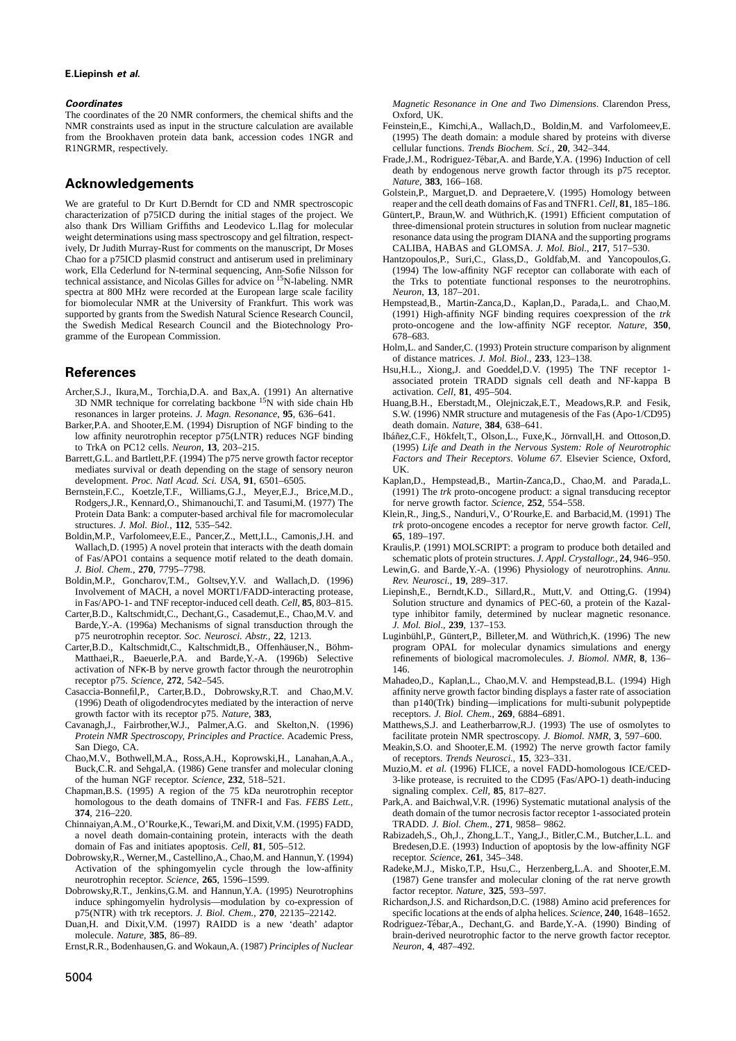### Coordinates

The coordinates of the 20 NMR conformers, the chemical shifts and the NMR constraints used as input in the structure calculation are available from the Brookhaven protein data bank, accession codes 1NGR and R1NGRMR, respectively.

## Acknowledgements

We are grateful to Dr Kurt D.Berndt for CD and NMR spectroscopic characterization of p75ICD during the initial stages of the project. We also thank Drs William Griffiths and Leodevico L.Ilag for molecular weight determinations using mass spectroscopy and gel filtration, respectively, Dr Judith Murray-Rust for comments on the manuscript, Dr Moses Chao for a p75ICD plasmid construct and antiserum used in preliminary work, Ella Cederlund for N-terminal sequencing, Ann-Sofie Nilsson for technical assistance, and Nicolas Gilles for advice on $^{15}$N-labeling. NMR spectra at 800 MHz were recorded at the European large scale facility for biomolecular NMR at the University of Frankfurt. This work was supported by grants from the Swedish Natural Science Research Council, the Swedish Medical Research Council and the Biotechnology Programme of the European Commission.

## References

Archer,S.J., Ikura,M., Torchia,D.A. and Bax,A. (1991) An alternative 3D NMR technique for correlating backbone $^{15}$N with side chain Hb resonances in larger proteins. *J. Magn. Resonance*, **95**, 636–641.

Barker,P.A. and Shooter,E.M. (1994) Disruption of NGF binding to the low affinity neurotrophin receptor p75(LNTR) reduces NGF binding to TrkA on PC12 cells. *Neuron*, **13**, 203–215.

Barrett,G.L. and Bartlett,P.F. (1994) The p75 nerve growth factor receptor mediates survival or death depending on the stage of sensory neuron development. *Proc. Natl Acad. Sci. USA*, **91**, 6501–6505.

Bernstein,F.C., Koetzle,T.F., Williams,G.J., Meyer,E.J., Brice,M.D., Rodgers,J.R., Kennard,O., Shimanouchi,T. and Tasumi,M. (1977) The Protein Data Bank: a computer-based archival file for macromolecular structures. *J. Mol. Biol.*, **112**, 535–542.

Boldin,M.P., Varfolomeev,E.E., Pancer,Z., Mett,I.L., Camonis,J.H. and Wallach,D. (1995) A novel protein that interacts with the death domain of Fas/APO1 contains a sequence motif related to the death domain. *J. Biol. Chem.*, **270**, 7795–7798.

Boldin,M.P., Goncharov,T.M., Goltsev,Y.V. and Wallach,D. (1996) Involvement of MACH, a novel MORT1/FADD-interacting protease, in Fas/APO-1- and TNF receptor-induced cell death. *Cell*, **85**, 803–815.

Carter,B.D., Kaltschmidt,C., Dechant,G., Casademut,E., Chao,M.V. and Barde,Y.-A. (1996a) Mechanisms of signal transduction through the p75 neurotrophin receptor. *Soc. Neurosci. Abstr.*, **22**, 1213.

Carter,B.D., Kaltschmidt,C., Kaltschmidt,B., Offenhäuser,N., Böhm-Matthaei,R., Baeuerle,P.A. and Barde,Y.-A. (1996b) Selective activation of NFκ-B by nerve growth factor through the neurotrophin receptor p75. *Science*, **272**, 542–545.

Casaccia-Bonnefil,P., Carter,B.D., Dobrowsky,R.T. and Chao,M.V. (1996) Death of oligodendrocytes mediated by the interaction of nerve growth factor with its receptor p75. *Nature*, **383**,

Cavanagh,J., Fairbrother,W.J., Palmer,A.G. and Skelton,N. (1996) *Protein NMR Spectroscopy, Principles and Practice*. Academic Press, San Diego, CA.

Chao,M.V., Bothwell,M.A., Ross,A.H., Koprowski,H., Lanahan,A.A., Buck,C.R. and Sehgal,A. (1986) Gene transfer and molecular cloning of the human NGF receptor. *Science*, **232**, 518–521.

Chapman,B.S. (1995) A region of the 75 kDa neurotrophin receptor homologous to the death domains of TNFR-I and Fas. *FEBS Lett.*, **374**, 216–220.

Chinnaiyan,A.M., O'Rourke,K., Tewari,M. and Dixit,V.M. (1995) FADD, a novel death domain-containing protein, interacts with the death domain of Fas and initiates apoptosis. *Cell*, **81**, 505–512.

Dobrowsky,R., Werner,M., Castellino,A., Chao,M. and Hannun,Y. (1994) Activation of the sphingomyelin cycle through the low-affinity neurotrophin receptor. *Science*, **265**, 1596–1599.

Dobrowsky,R.T., Jenkins,G.M. and Hannun,Y.A. (1995) Neurotrophins induce sphingomyelin hydrolysis—modulation by co-expression of p75(NTR) with trk receptors. *J. Biol. Chem.*, **270**, 22135–22142.

Duan,H. and Dixit,V.M. (1997) RAIDD is a new 'death' adaptor molecule. *Nature*, **385**, 86–89.

Ernst,R.R., Bodenhausen,G. and Wokaun,A. (1987) *Principles of Nuclear Magnetic Resonance in One and Two Dimensions*. Clarendon Press, Oxford, UK.

Feinstein,E., Kimchi,A., Wallach,D., Boldin,M. and Varfolomeev,E. (1995) The death domain: a module shared by proteins with diverse cellular functions. *Trends Biochem. Sci.*, **20**, 342–344.

Frade,J.M., Rodriguez-Tébar,A. and Barde,Y.A. (1996) Induction of cell death by endogenous nerve growth factor through its p75 receptor. *Nature*, **383**, 166–168.

Golstein,P., Marguet,D. and Depraetere,V. (1995) Homology between reaper and the cell death domains of Fas and TNFR1. *Cell*, **81**, 185–186.

Güntert,P., Braun,W. and Wüthrich,K. (1991) Efficient computation of three-dimensional protein structures in solution from nuclear magnetic resonance data using the program DIANA and the supporting programs CALIBA, HABAS and GLOMSA. *J. Mol. Biol.*, **217**, 517–530.

Hantzopoulos,P., Suri,C., Glass,D., Goldfab,M. and Yancopoulos,G. (1994) The low-affinity NGF receptor can collaborate with each of the Trks to potentiate functional responses to the neurotrophins. *Neuron*, **13**, 187–201.

Hempstead,B., Martin-Zanca,D., Kaplan,D., Parada,L. and Chao,M. (1991) High-affinity NGF binding requires coexpression of the *trk* proto-oncogene and the low-affinity NGF receptor. *Nature*, **350**, 678–683.

Holm,L. and Sander,C. (1993) Protein structure comparison by alignment of distance matrices. *J. Mol. Biol.*, **233**, 123–138.

Hsu,H.L., Xiong,J. and Goeddel,D.V. (1995) The TNF receptor 1-associated protein TRADD signals cell death and NF-kappa B activation. *Cell*, **81**, 495–504.

Huang,B.H., Eberstadt,M., Olejniczak,E.T., Meadows,R.P. and Fesik, S.W. (1996) NMR structure and mutagenesis of the Fas (Apo-1/CD95) death domain. *Nature*, **384**, 638–641.

Ibáñez,C.F., Hökfelt,T., Olson,L., Fuxe,K., Jörnvall,H. and Ottoson,D. (1995) *Life and Death in the Nervous System: Role of Neurotrophic Factors and Their Receptors*. *Volume 67.* Elsevier Science, Oxford, UK.

Kaplan,D., Hempstead,B., Martin-Zanca,D., Chao,M. and Parada,L. (1991) The *trk* proto-oncogene product: a signal transducing receptor for nerve growth factor. *Science*, **252**, 554–558.

Klein,R., Jing,S., Nanduri,V., O'Rourke,E. and Barbacid,M. (1991) The *trk* proto-oncogene encodes a receptor for nerve growth factor. *Cell*, **65**, 189–197.

Kraulis,P. (1991) MOLSCRIPT: a program to produce both detailed and schematic plots of protein structures. *J. Appl. Crystallogr.*, **24**, 946–950.

Lewin,G. and Barde,Y.-A. (1996) Physiology of neurotrophins. *Annu. Rev. Neurosci.*, **19**, 289–317.

Liepinsh,E., Berndt,K.D., Sillard,R., Mutt,V. and Otting,G. (1994) Solution structure and dynamics of PEC-60, a protein of the Kazal-type inhibitor family, determined by nuclear magnetic resonance. *J. Mol. Biol.*, **239**, 137–153.

Luginbühl,P., Güntert,P., Billeter,M. and Wüthrich,K. (1996) The new program OPAL for molecular dynamics simulations and energy refinements of biological macromolecules. *J. Biomol. NMR*, **8**, 136–146.

Mahadeo,D., Kaplan,L., Chao,M.V. and Hempstead,B.L. (1994) High affinity nerve growth factor binding displays a faster rate of association than p140(Trk) binding—implications for multi-subunit polypeptide receptors. *J. Biol. Chem.*, **269**, 6884–6891.

Matthews,S.J. and Leatherbarrow,R.J. (1993) The use of osmolytes to facilitate protein NMR spectroscopy. *J. Biomol. NMR*, **3**, 597–600.

Meakin,S.O. and Shooter,E.M. (1992) The nerve growth factor family of receptors. *Trends Neurosci.*, **15**, 323–331.

Muzio,M. *et al.* (1996) FLICE, a novel FADD-homologous ICE/CED-3-like protease, is recruited to the CD95 (Fas/APO-1) death-inducing signaling complex. *Cell*, **85**, 817–827.

Park,A. and Baichwal,V.R. (1996) Systematic mutational analysis of the death domain of the tumor necrosis factor receptor 1-associated protein TRADD. *J. Biol. Chem.*, **271**, 9858– 9862.

Rabizadeh,S., Oh,J., Zhong,L.T., Yang,J., Bitler,C.M., Butcher,L.L. and Bredesen,D.E. (1993) Induction of apoptosis by the low-affinity NGF receptor. *Science*, **261**, 345–348.

Radeke,M.J., Misko,T.P., Hsu,C., Herzenberg,L.A. and Shooter,E.M. (1987) Gene transfer and molecular cloning of the rat nerve growth factor receptor. *Nature*, **325**, 593–597.

Richardson,J.S. and Richardson,D.C. (1988) Amino acid preferences for specific locations at the ends of alpha helices. *Science*, **240**, 1648–1652.

Rodriguez-Tébar,A., Dechant,G. and Barde,Y.-A. (1990) Binding of brain-derived neurotrophic factor to the nerve growth factor receptor. *Neuron*, **4**, 487–492.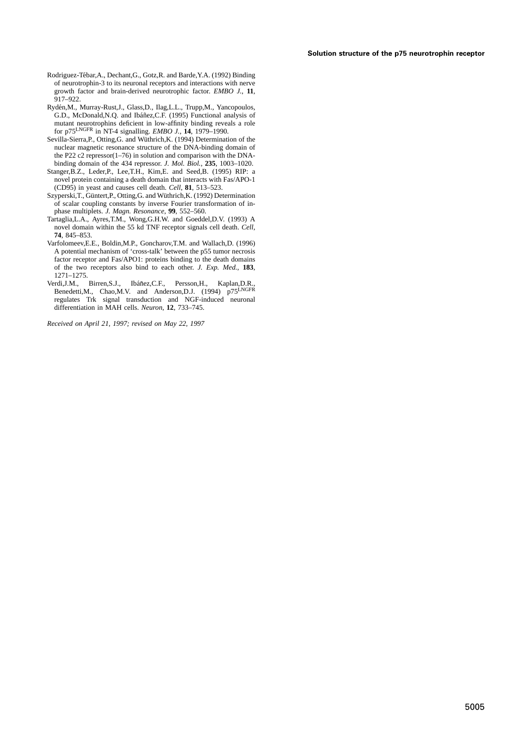Rodriguez-Tébar,A., Dechant,G., Gotz,R. and Barde,Y.A. (1992) Binding of neurotrophin-3 to its neuronal receptors and interactions with nerve growth factor and brain-derived neurotrophic factor. *EMBO J.*, **11**, 917–922.

Rydén,M., Murray-Rust,J., Glass,D., Ilag,L.L., Trupp,M., Yancopoulos, G.D., McDonald,N.Q. and Ibáñez,C.F. (1995) Functional analysis of mutant neurotrophins deficient in low-affinity binding reveals a role for p75$^{LNGFR}$ in NT-4 signalling. *EMBO J.*, **14**, 1979–1990.

Sevilla-Sierra,P., Otting,G. and Wüthrich,K. (1994) Determination of the nuclear magnetic resonance structure of the DNA-binding domain of the P22 c2 repressor(1–76) in solution and comparison with the DNA-binding domain of the 434 repressor. *J. Mol. Biol.*, **235**, 1003–1020.

Stanger,B.Z., Leder,P., Lee,T.H., Kim,E. and Seed,B. (1995) RIP: a novel protein containing a death domain that interacts with Fas/APO-1 (CD95) in yeast and causes cell death. *Cell*, **81**, 513–523.

Szyperski,T., Güntert,P., Otting,G. and Wüthrich,K. (1992) Determination of scalar coupling constants by inverse Fourier transformation of in-phase multiplets. *J. Magn. Resonance*, **99**, 552–560.

Tartaglia,L.A., Ayres,T.M., Wong,G.H.W. and Goeddel,D.V. (1993) A novel domain within the 55 kd TNF receptor signals cell death. *Cell*, **74**, 845–853.

Varfolomeev,E.E., Boldin,M.P., Goncharov,T.M. and Wallach,D. (1996) A potential mechanism of 'cross-talk' between the p55 tumor necrosis factor receptor and Fas/APO1: proteins binding to the death domains of the two receptors also bind to each other. *J. Exp. Med.*, **183**, 1271–1275.

Verdi,J.M., Birren,S.J., Ibáñez,C.F., Persson,H., Kaplan,D.R., Benedetti,M., Chao,M.V. and Anderson,D.J. (1994) p75$^{LNGFR}$ regulates Trk signal transduction and NGF-induced neuronal differentiation in MAH cells. *Neuron*, **12**, 733–745.

*Received on April 21, 1997; revised on May 22, 1997*